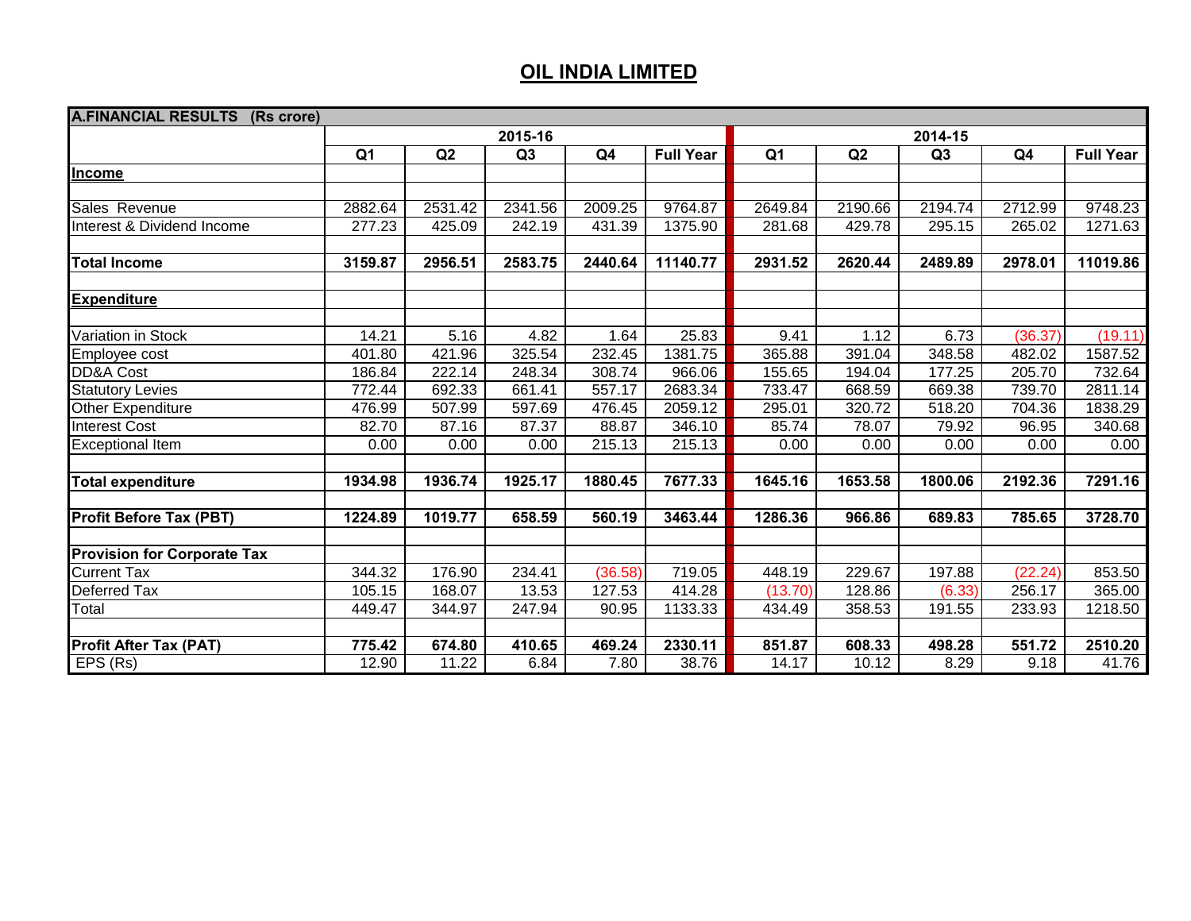# OIL INDIA LIMITED

| A.FINANCIAL RESULTS (Rs crore) | 2015-16 | | | | | 2014-15 | | | | |
|---|---|---|---|---|---|---|---|---|---|---|
| | Q1 | Q2 | Q3 | Q4 | Full Year | Q1 | Q2 | Q3 | Q4 | Full Year |
| **Income** | | | | | | | | | | |
| Sales Revenue | 2882.64 | 2531.42 | 2341.56 | 2009.25 | 9764.87 | 2649.84 | 2190.66 | 2194.74 | 2712.99 | 9748.23 |
| Interest & Dividend Income | 277.23 | 425.09 | 242.19 | 431.39 | 1375.90 | 281.68 | 429.78 | 295.15 | 265.02 | 1271.63 |
| **Total Income** | **3159.87** | **2956.51** | **2583.75** | **2440.64** | **11140.77** | **2931.52** | **2620.44** | **2489.89** | **2978.01** | **11019.86** |
| **Expenditure** | | | | | | | | | | |
| Variation in Stock | 14.21 | 5.16 | 4.82 | 1.64 | 25.83 | 9.41 | 1.12 | 6.73 | (36.37) | (19.11) |
| Employee cost | 401.80 | 421.96 | 325.54 | 232.45 | 1381.75 | 365.88 | 391.04 | 348.58 | 482.02 | 1587.52 |
| DD&A Cost | 186.84 | 222.14 | 248.34 | 308.74 | 966.06 | 155.65 | 194.04 | 177.25 | 205.70 | 732.64 |
| Statutory Levies | 772.44 | 692.33 | 661.41 | 557.17 | 2683.34 | 733.47 | 668.59 | 669.38 | 739.70 | 2811.14 |
| Other Expenditure | 476.99 | 507.99 | 597.69 | 476.45 | 2059.12 | 295.01 | 320.72 | 518.20 | 704.36 | 1838.29 |
| Interest Cost | 82.70 | 87.16 | 87.37 | 88.87 | 346.10 | 85.74 | 78.07 | 79.92 | 96.95 | 340.68 |
| Exceptional Item | 0.00 | 0.00 | 0.00 | 215.13 | 215.13 | 0.00 | 0.00 | 0.00 | 0.00 | 0.00 |
| **Total expenditure** | **1934.98** | **1936.74** | **1925.17** | **1880.45** | **7677.33** | **1645.16** | **1653.58** | **1800.06** | **2192.36** | **7291.16** |
| **Profit Before Tax (PBT)** | **1224.89** | **1019.77** | **658.59** | **560.19** | **3463.44** | **1286.36** | **966.86** | **689.83** | **785.65** | **3728.70** |
| **Provision for Corporate Tax** | | | | | | | | | | |
| Current Tax | 344.32 | 176.90 | 234.41 | (36.58) | 719.05 | 448.19 | 229.67 | 197.88 | (22.24) | 853.50 |
| Deferred Tax | 105.15 | 168.07 | 13.53 | 127.53 | 414.28 | (13.70) | 128.86 | (6.33) | 256.17 | 365.00 |
| Total | 449.47 | 344.97 | 247.94 | 90.95 | 1133.33 | 434.49 | 358.53 | 191.55 | 233.93 | 1218.50 |
| **Profit After Tax (PAT)** | **775.42** | **674.80** | **410.65** | **469.24** | **2330.11** | **851.87** | **608.33** | **498.28** | **551.72** | **2510.20** |
| EPS (Rs) | 12.90 | 11.22 | 6.84 | 7.80 | 38.76 | 14.17 | 10.12 | 8.29 | 9.18 | 41.76 |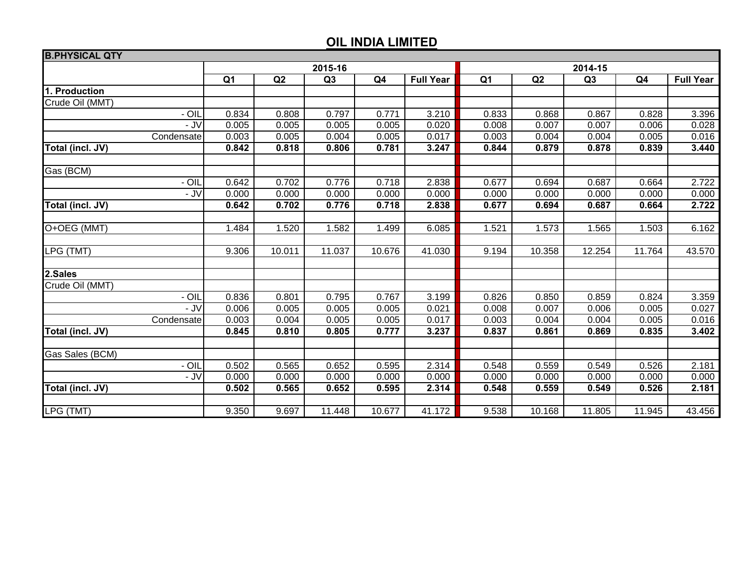# OIL INDIA LIMITED

| B.PHYSICAL QTY | 2015-16 | | | | | 2014-15 | | | | |
|---|---|---|---|---|---|---|---|---|---|---|
| | Q1 | Q2 | Q3 | Q4 | Full Year | Q1 | Q2 | Q3 | Q4 | Full Year |
| **1. Production** | | | | | | | | | | |
| Crude Oil (MMT) | | | | | | | | | | |
| - OIL | 0.834 | 0.808 | 0.797 | 0.771 | 3.210 | 0.833 | 0.868 | 0.867 | 0.828 | 3.396 |
| - JV | 0.005 | 0.005 | 0.005 | 0.005 | 0.020 | 0.008 | 0.007 | 0.007 | 0.006 | 0.028 |
| Condensate | 0.003 | 0.005 | 0.004 | 0.005 | 0.017 | 0.003 | 0.004 | 0.004 | 0.005 | 0.016 |
| **Total (incl. JV)** | **0.842** | **0.818** | **0.806** | **0.781** | **3.247** | **0.844** | **0.879** | **0.878** | **0.839** | **3.440** |
| | | | | | | | | | | |
| Gas (BCM) | | | | | | | | | | |
| - OIL | 0.642 | 0.702 | 0.776 | 0.718 | 2.838 | 0.677 | 0.694 | 0.687 | 0.664 | 2.722 |
| - JV | 0.000 | 0.000 | 0.000 | 0.000 | 0.000 | 0.000 | 0.000 | 0.000 | 0.000 | 0.000 |
| **Total (incl. JV)** | **0.642** | **0.702** | **0.776** | **0.718** | **2.838** | **0.677** | **0.694** | **0.687** | **0.664** | **2.722** |
| | | | | | | | | | | |
| O+OEG (MMT) | 1.484 | 1.520 | 1.582 | 1.499 | 6.085 | 1.521 | 1.573 | 1.565 | 1.503 | 6.162 |
| | | | | | | | | | | |
| LPG (TMT) | 9.306 | 10.011 | 11.037 | 10.676 | 41.030 | 9.194 | 10.358 | 12.254 | 11.764 | 43.570 |
| | | | | | | | | | | |
| **2.Sales** | | | | | | | | | | |
| Crude Oil (MMT) | | | | | | | | | | |
| - OIL | 0.836 | 0.801 | 0.795 | 0.767 | 3.199 | 0.826 | 0.850 | 0.859 | 0.824 | 3.359 |
| - JV | 0.006 | 0.005 | 0.005 | 0.005 | 0.021 | 0.008 | 0.007 | 0.006 | 0.005 | 0.027 |
| Condensate | 0.003 | 0.004 | 0.005 | 0.005 | 0.017 | 0.003 | 0.004 | 0.004 | 0.005 | 0.016 |
| **Total (incl. JV)** | **0.845** | **0.810** | **0.805** | **0.777** | **3.237** | **0.837** | **0.861** | **0.869** | **0.835** | **3.402** |
| | | | | | | | | | | |
| Gas Sales (BCM) | | | | | | | | | | |
| - OIL | 0.502 | 0.565 | 0.652 | 0.595 | 2.314 | 0.548 | 0.559 | 0.549 | 0.526 | 2.181 |
| - JV | 0.000 | 0.000 | 0.000 | 0.000 | 0.000 | 0.000 | 0.000 | 0.000 | 0.000 | 0.000 |
| **Total (incl. JV)** | **0.502** | **0.565** | **0.652** | **0.595** | **2.314** | **0.548** | **0.559** | **0.549** | **0.526** | **2.181** |
| | | | | | | | | | | |
| LPG (TMT) | 9.350 | 9.697 | 11.448 | 10.677 | 41.172 | 9.538 | 10.168 | 11.805 | 11.945 | 43.456 |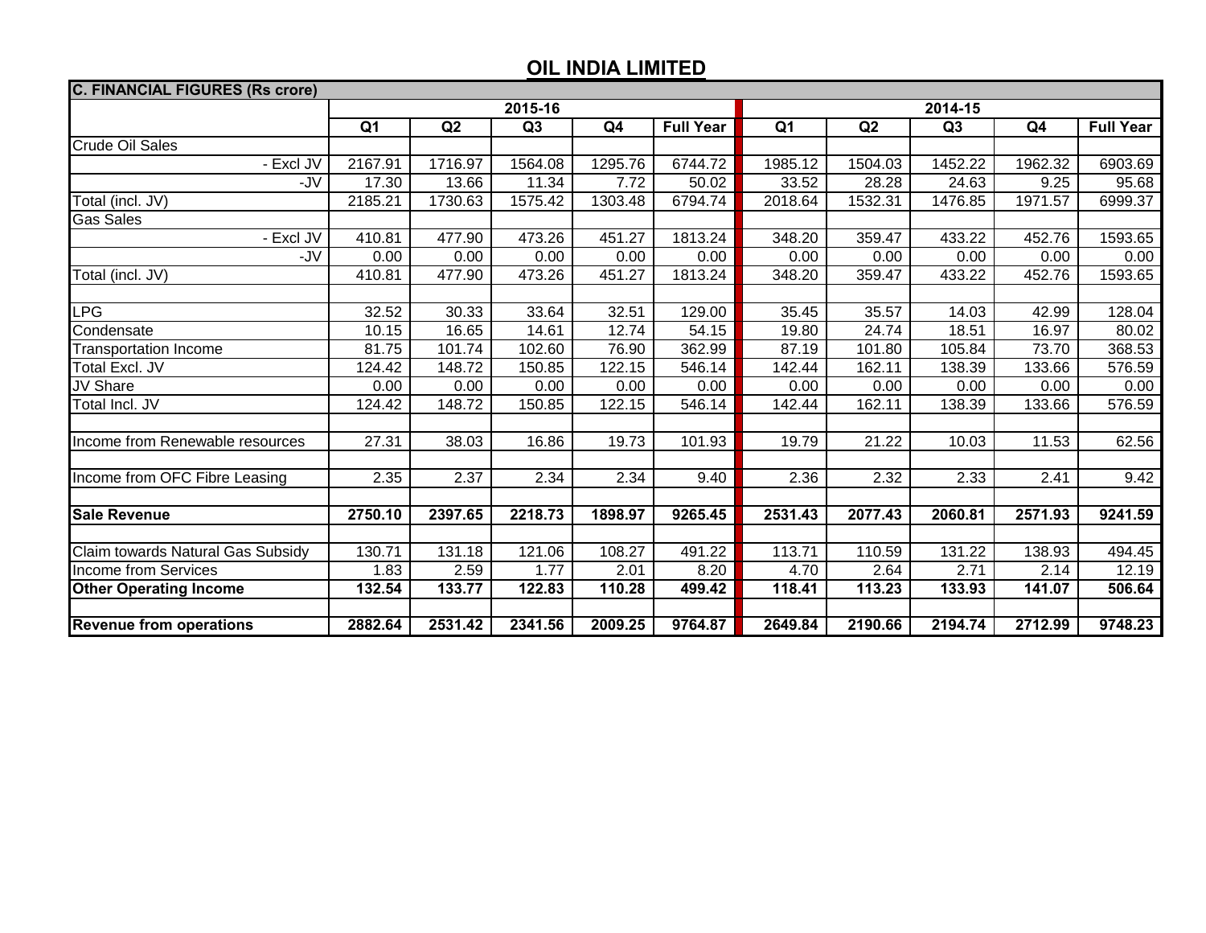# OIL INDIA LIMITED

| C. FINANCIAL FIGURES (Rs crore) | | | | | | | | | | |
|---|---|---|---|---|---|---|---|---|---|---|
| | 2015-16 | | | | | 2014-15 | | | | |
| | Q1 | Q2 | Q3 | Q4 | Full Year | Q1 | Q2 | Q3 | Q4 | Full Year |
| Crude Oil Sales | | | | | | | | | | |
| - Excl JV | 2167.91 | 1716.97 | 1564.08 | 1295.76 | 6744.72 | 1985.12 | 1504.03 | 1452.22 | 1962.32 | 6903.69 |
| -JV | 17.30 | 13.66 | 11.34 | 7.72 | 50.02 | 33.52 | 28.28 | 24.63 | 9.25 | 95.68 |
| Total (incl. JV) | 2185.21 | 1730.63 | 1575.42 | 1303.48 | 6794.74 | 2018.64 | 1532.31 | 1476.85 | 1971.57 | 6999.37 |
| Gas Sales | | | | | | | | | | |
| - Excl JV | 410.81 | 477.90 | 473.26 | 451.27 | 1813.24 | 348.20 | 359.47 | 433.22 | 452.76 | 1593.65 |
| -JV | 0.00 | 0.00 | 0.00 | 0.00 | 0.00 | 0.00 | 0.00 | 0.00 | 0.00 | 0.00 |
| Total (incl. JV) | 410.81 | 477.90 | 473.26 | 451.27 | 1813.24 | 348.20 | 359.47 | 433.22 | 452.76 | 1593.65 |
| | | | | | | | | | | |
| LPG | 32.52 | 30.33 | 33.64 | 32.51 | 129.00 | 35.45 | 35.57 | 14.03 | 42.99 | 128.04 |
| Condensate | 10.15 | 16.65 | 14.61 | 12.74 | 54.15 | 19.80 | 24.74 | 18.51 | 16.97 | 80.02 |
| Transportation Income | 81.75 | 101.74 | 102.60 | 76.90 | 362.99 | 87.19 | 101.80 | 105.84 | 73.70 | 368.53 |
| Total Excl. JV | 124.42 | 148.72 | 150.85 | 122.15 | 546.14 | 142.44 | 162.11 | 138.39 | 133.66 | 576.59 |
| JV Share | 0.00 | 0.00 | 0.00 | 0.00 | 0.00 | 0.00 | 0.00 | 0.00 | 0.00 | 0.00 |
| Total Incl. JV | 124.42 | 148.72 | 150.85 | 122.15 | 546.14 | 142.44 | 162.11 | 138.39 | 133.66 | 576.59 |
| | | | | | | | | | | |
| Income from Renewable resources | 27.31 | 38.03 | 16.86 | 19.73 | 101.93 | 19.79 | 21.22 | 10.03 | 11.53 | 62.56 |
| | | | | | | | | | | |
| Income from OFC Fibre Leasing | 2.35 | 2.37 | 2.34 | 2.34 | 9.40 | 2.36 | 2.32 | 2.33 | 2.41 | 9.42 |
| | | | | | | | | | | |
| **Sale Revenue** | **2750.10** | **2397.65** | **2218.73** | **1898.97** | **9265.45** | **2531.43** | **2077.43** | **2060.81** | **2571.93** | **9241.59** |
| | | | | | | | | | | |
| Claim towards Natural Gas Subsidy | 130.71 | 131.18 | 121.06 | 108.27 | 491.22 | 113.71 | 110.59 | 131.22 | 138.93 | 494.45 |
| Income from Services | 1.83 | 2.59 | 1.77 | 2.01 | 8.20 | 4.70 | 2.64 | 2.71 | 2.14 | 12.19 |
| **Other Operating Income** | **132.54** | **133.77** | **122.83** | **110.28** | **499.42** | **118.41** | **113.23** | **133.93** | **141.07** | **506.64** |
| | | | | | | | | | | |
| **Revenue from operations** | **2882.64** | **2531.42** | **2341.56** | **2009.25** | **9764.87** | **2649.84** | **2190.66** | **2194.74** | **2712.99** | **9748.23** |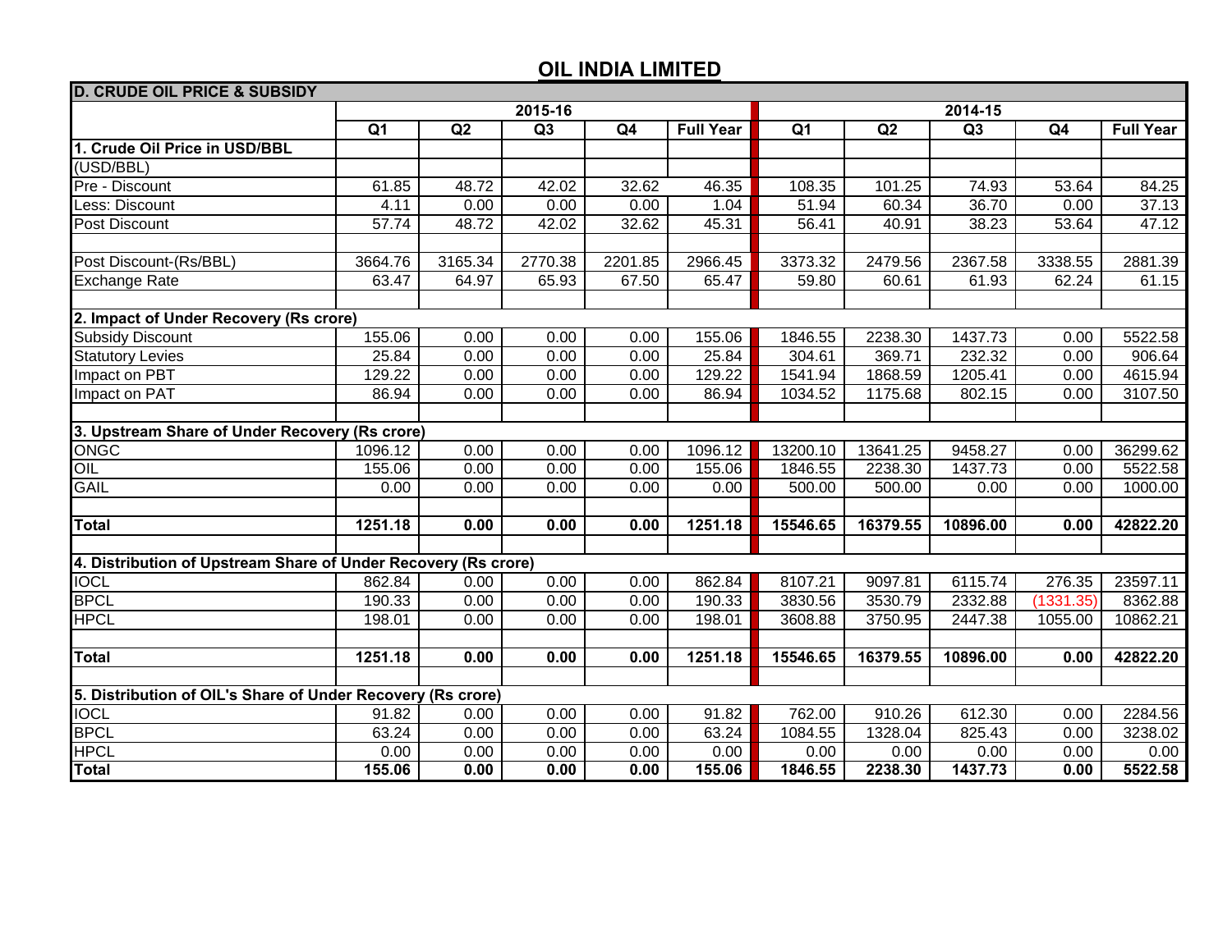# OIL INDIA LIMITED

| D. CRUDE OIL PRICE & SUBSIDY | | | | | | | | | | |
|---|---|---|---|---|---|---|---|---|---|---|
| | 2015-16 | | | | | 2014-15 | | | | |
| | Q1 | Q2 | Q3 | Q4 | Full Year | Q1 | Q2 | Q3 | Q4 | Full Year |
| **1. Crude Oil Price in USD/BBL** | | | | | | | | | | |
| (USD/BBL) | | | | | | | | | | |
| Pre - Discount | 61.85 | 48.72 | 42.02 | 32.62 | 46.35 | 108.35 | 101.25 | 74.93 | 53.64 | 84.25 |
| Less: Discount | 4.11 | 0.00 | 0.00 | 0.00 | 1.04 | 51.94 | 60.34 | 36.70 | 0.00 | 37.13 |
| Post Discount | 57.74 | 48.72 | 42.02 | 32.62 | 45.31 | 56.41 | 40.91 | 38.23 | 53.64 | 47.12 |
| | | | | | | | | | | |
| Post Discount-(Rs/BBL) | 3664.76 | 3165.34 | 2770.38 | 2201.85 | 2966.45 | 3373.32 | 2479.56 | 2367.58 | 3338.55 | 2881.39 |
| Exchange Rate | 63.47 | 64.97 | 65.93 | 67.50 | 65.47 | 59.80 | 60.61 | 61.93 | 62.24 | 61.15 |
| | | | | | | | | | | |
| **2. Impact of Under Recovery (Rs crore)** | | | | | | | | | | |
| Subsidy Discount | 155.06 | 0.00 | 0.00 | 0.00 | 155.06 | 1846.55 | 2238.30 | 1437.73 | 0.00 | 5522.58 |
| Statutory Levies | 25.84 | 0.00 | 0.00 | 0.00 | 25.84 | 304.61 | 369.71 | 232.32 | 0.00 | 906.64 |
| Impact on PBT | 129.22 | 0.00 | 0.00 | 0.00 | 129.22 | 1541.94 | 1868.59 | 1205.41 | 0.00 | 4615.94 |
| Impact on PAT | 86.94 | 0.00 | 0.00 | 0.00 | 86.94 | 1034.52 | 1175.68 | 802.15 | 0.00 | 3107.50 |
| | | | | | | | | | | |
| **3. Upstream Share of Under Recovery (Rs crore)** | | | | | | | | | | |
| ONGC | 1096.12 | 0.00 | 0.00 | 0.00 | 1096.12 | 13200.10 | 13641.25 | 9458.27 | 0.00 | 36299.62 |
| OIL | 155.06 | 0.00 | 0.00 | 0.00 | 155.06 | 1846.55 | 2238.30 | 1437.73 | 0.00 | 5522.58 |
| GAIL | 0.00 | 0.00 | 0.00 | 0.00 | 0.00 | 500.00 | 500.00 | 0.00 | 0.00 | 1000.00 |
| | | | | | | | | | | |
| **Total** | **1251.18** | **0.00** | **0.00** | **0.00** | **1251.18** | **15546.65** | **16379.55** | **10896.00** | **0.00** | **42822.20** |
| | | | | | | | | | | |
| **4. Distribution of Upstream Share of Under Recovery (Rs crore)** | | | | | | | | | | |
| IOCL | 862.84 | 0.00 | 0.00 | 0.00 | 862.84 | 8107.21 | 9097.81 | 6115.74 | 276.35 | 23597.11 |
| BPCL | 190.33 | 0.00 | 0.00 | 0.00 | 190.33 | 3830.56 | 3530.79 | 2332.88 | (1331.35) | 8362.88 |
| HPCL | 198.01 | 0.00 | 0.00 | 0.00 | 198.01 | 3608.88 | 3750.95 | 2447.38 | 1055.00 | 10862.21 |
| | | | | | | | | | | |
| **Total** | **1251.18** | **0.00** | **0.00** | **0.00** | **1251.18** | **15546.65** | **16379.55** | **10896.00** | **0.00** | **42822.20** |
| | | | | | | | | | | |
| **5. Distribution of OIL's Share of Under Recovery (Rs crore)** | | | | | | | | | | |
| IOCL | 91.82 | 0.00 | 0.00 | 0.00 | 91.82 | 762.00 | 910.26 | 612.30 | 0.00 | 2284.56 |
| BPCL | 63.24 | 0.00 | 0.00 | 0.00 | 63.24 | 1084.55 | 1328.04 | 825.43 | 0.00 | 3238.02 |
| HPCL | 0.00 | 0.00 | 0.00 | 0.00 | 0.00 | 0.00 | 0.00 | 0.00 | 0.00 | 0.00 |
| **Total** | **155.06** | **0.00** | **0.00** | **0.00** | **155.06** | **1846.55** | **2238.30** | **1437.73** | **0.00** | **5522.58** |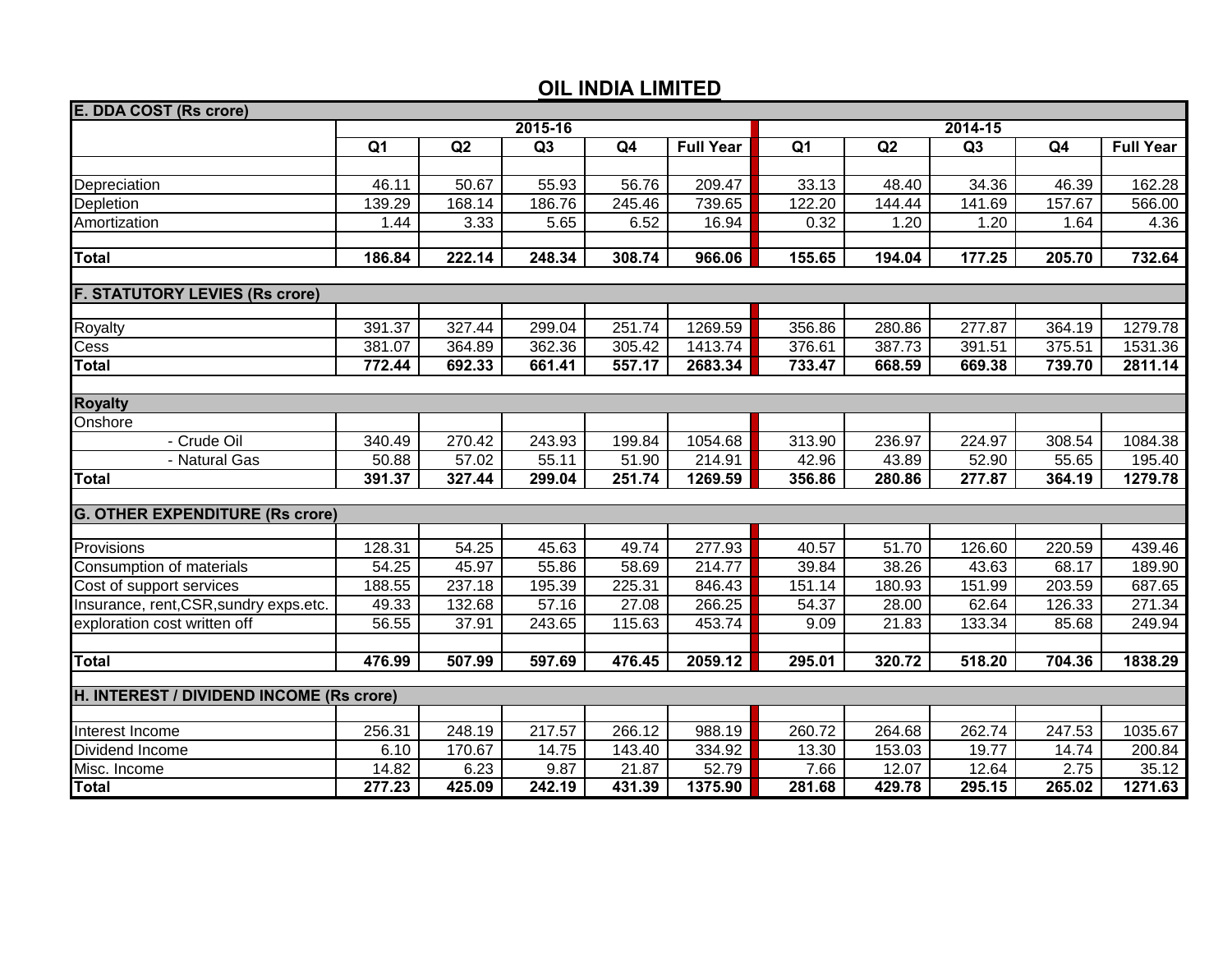# OIL INDIA LIMITED

| E. DDA COST (Rs crore) | | | | | | | | | | |
|---|---|---|---|---|---|---|---|---|---|---|
| | 2015-16 | | | | | 2014-15 | | | | |
| | Q1 | Q2 | Q3 | Q4 | Full Year | Q1 | Q2 | Q3 | Q4 | Full Year |
| Depreciation | 46.11 | 50.67 | 55.93 | 56.76 | 209.47 | 33.13 | 48.40 | 34.36 | 46.39 | 162.28 |
| Depletion | 139.29 | 168.14 | 186.76 | 245.46 | 739.65 | 122.20 | 144.44 | 141.69 | 157.67 | 566.00 |
| Amortization | 1.44 | 3.33 | 5.65 | 6.52 | 16.94 | 0.32 | 1.20 | 1.20 | 1.64 | 4.36 |
| **Total** | **186.84** | **222.14** | **248.34** | **308.74** | **966.06** | **155.65** | **194.04** | **177.25** | **205.70** | **732.64** |
| **F. STATUTORY LEVIES (Rs crore)** | | | | | | | | | | |
| Royalty | 391.37 | 327.44 | 299.04 | 251.74 | 1269.59 | 356.86 | 280.86 | 277.87 | 364.19 | 1279.78 |
| Cess | 381.07 | 364.89 | 362.36 | 305.42 | 1413.74 | 376.61 | 387.73 | 391.51 | 375.51 | 1531.36 |
| **Total** | **772.44** | **692.33** | **661.41** | **557.17** | **2683.34** | **733.47** | **668.59** | **669.38** | **739.70** | **2811.14** |
| **Royalty** | | | | | | | | | | |
| Onshore | | | | | | | | | | |
| - Crude Oil | 340.49 | 270.42 | 243.93 | 199.84 | 1054.68 | 313.90 | 236.97 | 224.97 | 308.54 | 1084.38 |
| - Natural Gas | 50.88 | 57.02 | 55.11 | 51.90 | 214.91 | 42.96 | 43.89 | 52.90 | 55.65 | 195.40 |
| **Total** | **391.37** | **327.44** | **299.04** | **251.74** | **1269.59** | **356.86** | **280.86** | **277.87** | **364.19** | **1279.78** |
| **G. OTHER EXPENDITURE (Rs crore)** | | | | | | | | | | |
| Provisions | 128.31 | 54.25 | 45.63 | 49.74 | 277.93 | 40.57 | 51.70 | 126.60 | 220.59 | 439.46 |
| Consumption of materials | 54.25 | 45.97 | 55.86 | 58.69 | 214.77 | 39.84 | 38.26 | 43.63 | 68.17 | 189.90 |
| Cost of support services | 188.55 | 237.18 | 195.39 | 225.31 | 846.43 | 151.14 | 180.93 | 151.99 | 203.59 | 687.65 |
| Insurance, rent,CSR,sundry exps.etc. | 49.33 | 132.68 | 57.16 | 27.08 | 266.25 | 54.37 | 28.00 | 62.64 | 126.33 | 271.34 |
| exploration cost written off | 56.55 | 37.91 | 243.65 | 115.63 | 453.74 | 9.09 | 21.83 | 133.34 | 85.68 | 249.94 |
| **Total** | **476.99** | **507.99** | **597.69** | **476.45** | **2059.12** | **295.01** | **320.72** | **518.20** | **704.36** | **1838.29** |
| **H. INTEREST / DIVIDEND INCOME (Rs crore)** | | | | | | | | | | |
| Interest Income | 256.31 | 248.19 | 217.57 | 266.12 | 988.19 | 260.72 | 264.68 | 262.74 | 247.53 | 1035.67 |
| Dividend Income | 6.10 | 170.67 | 14.75 | 143.40 | 334.92 | 13.30 | 153.03 | 19.77 | 14.74 | 200.84 |
| Misc. Income | 14.82 | 6.23 | 9.87 | 21.87 | 52.79 | 7.66 | 12.07 | 12.64 | 2.75 | 35.12 |
| **Total** | **277.23** | **425.09** | **242.19** | **431.39** | **1375.90** | **281.68** | **429.78** | **295.15** | **265.02** | **1271.63** |